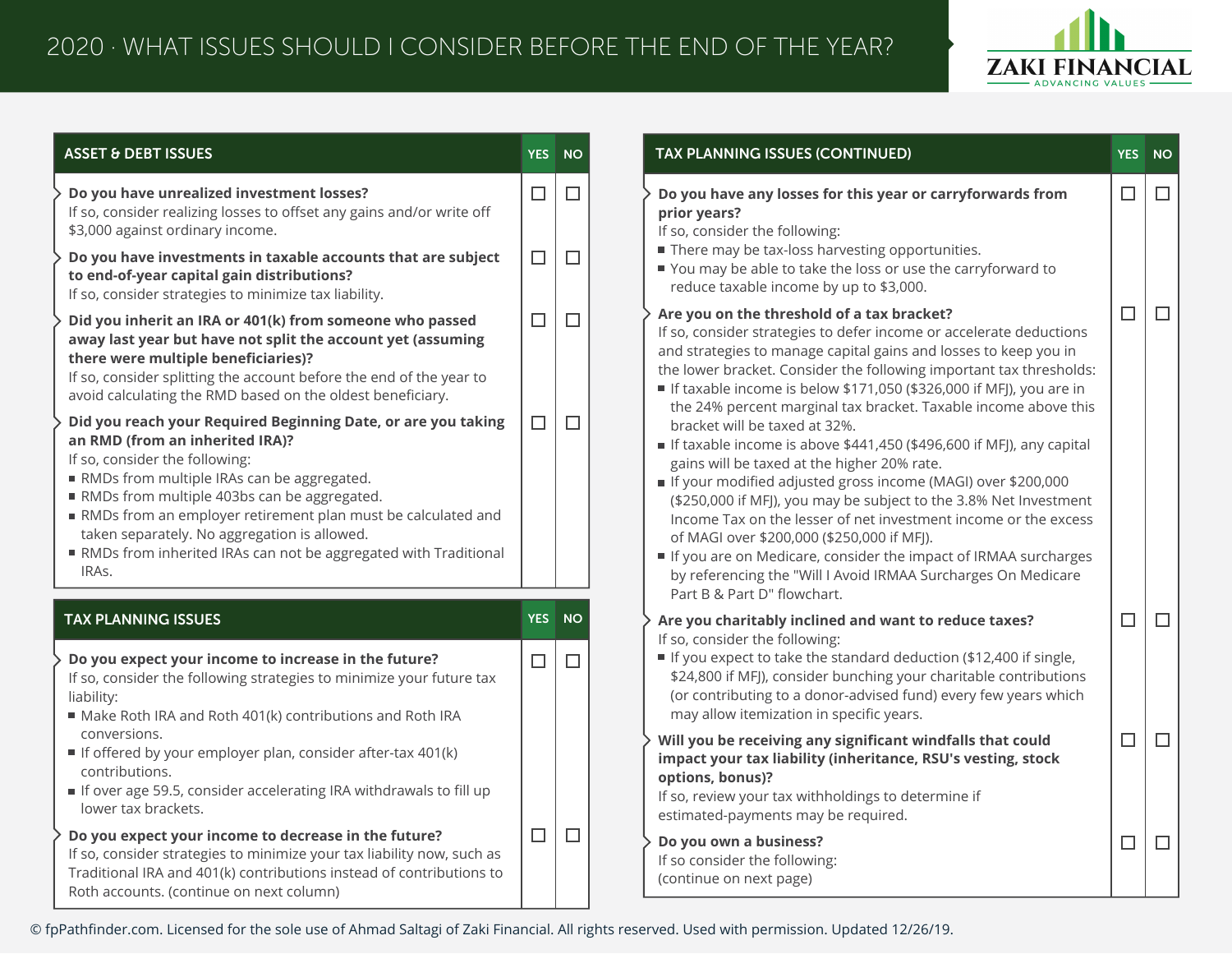# 2020 · WHAT ISSUES SHOULD I CONSIDER BEFORE THE END OF THE YEAR?

ZAKI FINANCIAL — ADVANCING VALUES

## ASSET & DEBT ISSUES

| ASSET & DEBT ISSUES | YES | NO |
|---|---|---|
| **Do you have unrealized investment losses?**<br>If so, consider realizing losses to offset any gains and/or write off $3,000 against ordinary income. | ☐ | ☐ |
| **Do you have investments in taxable accounts that are subject to end-of-year capital gain distributions?**<br>If so, consider strategies to minimize tax liability. | ☐ | ☐ |
| **Did you inherit an IRA or 401(k) from someone who passed away last year but have not split the account yet (assuming there were multiple beneficiaries)?**<br>If so, consider splitting the account before the end of the year to avoid calculating the RMD based on the oldest beneficiary. | ☐ | ☐ |
| **Did you reach your Required Beginning Date, or are you taking an RMD (from an inherited IRA)?**<br>If so, consider the following:<br>■ RMDs from multiple IRAs can be aggregated.<br>■ RMDs from multiple 403bs can be aggregated.<br>■ RMDs from an employer retirement plan must be calculated and taken separately. No aggregation is allowed.<br>■ RMDs from inherited IRAs can not be aggregated with Traditional IRAs. | ☐ | ☐ |

## TAX PLANNING ISSUES

| TAX PLANNING ISSUES | YES | NO |
|---|---|---|
| **Do you expect your income to increase in the future?**<br>If so, consider the following strategies to minimize your future tax liability:<br>■ Make Roth IRA and Roth 401(k) contributions and Roth IRA conversions.<br>■ If offered by your employer plan, consider after-tax 401(k) contributions.<br>■ If over age 59.5, consider accelerating IRA withdrawals to fill up lower tax brackets. | ☐ | ☐ |
| **Do you expect your income to decrease in the future?**<br>If so, consider strategies to minimize your tax liability now, such as Traditional IRA and 401(k) contributions instead of contributions to Roth accounts. (continue on next column) | ☐ | ☐ |

## TAX PLANNING ISSUES (CONTINUED)

| TAX PLANNING ISSUES (CONTINUED) | YES | NO |
|---|---|---|
| **Do you have any losses for this year or carryforwards from prior years?**<br>If so, consider the following:<br>■ There may be tax-loss harvesting opportunities.<br>■ You may be able to take the loss or use the carryforward to reduce taxable income by up to $3,000. | ☐ | ☐ |
| **Are you on the threshold of a tax bracket?**<br>If so, consider strategies to defer income or accelerate deductions and strategies to manage capital gains and losses to keep you in the lower bracket. Consider the following important tax thresholds:<br>■ If taxable income is below $171,050 ($326,000 if MFJ), you are in the 24% percent marginal tax bracket. Taxable income above this bracket will be taxed at 32%.<br>■ If taxable income is above $441,450 ($496,600 if MFJ), any capital gains will be taxed at the higher 20% rate.<br>■ If your modified adjusted gross income (MAGI) over $200,000 ($250,000 if MFJ), you may be subject to the 3.8% Net Investment Income Tax on the lesser of net investment income or the excess of MAGI over $200,000 ($250,000 if MFJ).<br>■ If you are on Medicare, consider the impact of IRMAA surcharges by referencing the "Will I Avoid IRMAA Surcharges On Medicare Part B & Part D" flowchart. | ☐ | ☐ |
| **Are you charitably inclined and want to reduce taxes?**<br>If so, consider the following:<br>■ If you expect to take the standard deduction ($12,400 if single, $24,800 if MFJ), consider bunching your charitable contributions (or contributing to a donor-advised fund) every few years which may allow itemization in specific years. | ☐ | ☐ |
| **Will you be receiving any significant windfalls that could impact your tax liability (inheritance, RSU's vesting, stock options, bonus)?**<br>If so, review your tax withholdings to determine if estimated-payments may be required. | ☐ | ☐ |
| **Do you own a business?**<br>If so consider the following:<br>(continue on next page) | ☐ | ☐ |

© fpPathfinder.com. Licensed for the sole use of Ahmad Saltagi of Zaki Financial. All rights reserved. Used with permission. Updated 12/26/19.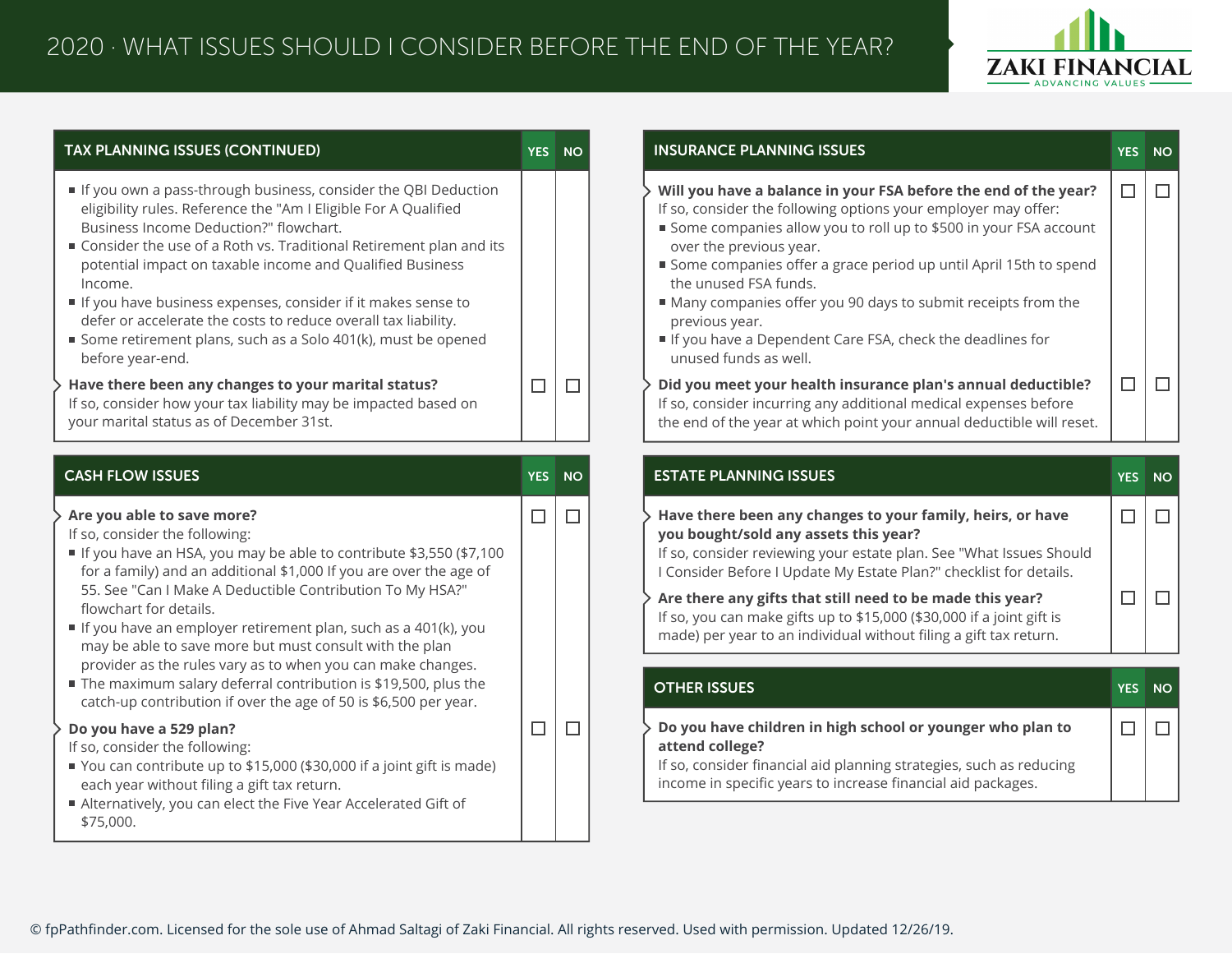# 2020 · WHAT ISSUES SHOULD I CONSIDER BEFORE THE END OF THE YEAR?

## TAX PLANNING ISSUES (CONTINUED)

| | YES | NO |
|---|---|---|
| ▪ If you own a pass-through business, consider the QBI Deduction eligibility rules. Reference the "Am I Eligible For A Qualified Business Income Deduction?" flowchart.<br>▪ Consider the use of a Roth vs. Traditional Retirement plan and its potential impact on taxable income and Qualified Business Income.<br>▪ If you have business expenses, consider if it makes sense to defer or accelerate the costs to reduce overall tax liability.<br>▪ Some retirement plans, such as a Solo 401(k), must be opened before year-end. | | |
| **Have there been any changes to your marital status?**<br>If so, consider how your tax liability may be impacted based on your marital status as of December 31st. | ☐ | ☐ |

## CASH FLOW ISSUES

| | YES | NO |
|---|---|---|
| **Are you able to save more?**<br>If so, consider the following:<br>▪ If you have an HSA, you may be able to contribute $3,550 ($7,100 for a family) and an additional $1,000 If you are over the age of 55. See "Can I Make A Deductible Contribution To My HSA?" flowchart for details.<br>▪ If you have an employer retirement plan, such as a 401(k), you may be able to save more but must consult with the plan provider as the rules vary as to when you can make changes.<br>▪ The maximum salary deferral contribution is $19,500, plus the catch-up contribution if over the age of 50 is $6,500 per year. | ☐ | ☐ |
| **Do you have a 529 plan?**<br>If so, consider the following:<br>▪ You can contribute up to $15,000 ($30,000 if a joint gift is made) each year without filing a gift tax return.<br>▪ Alternatively, you can elect the Five Year Accelerated Gift of $75,000. | ☐ | ☐ |

## INSURANCE PLANNING ISSUES

| | YES | NO |
|---|---|---|
| **Will you have a balance in your FSA before the end of the year?**<br>If so, consider the following options your employer may offer:<br>▪ Some companies allow you to roll up to $500 in your FSA account over the previous year.<br>▪ Some companies offer a grace period up until April 15th to spend the unused FSA funds.<br>▪ Many companies offer you 90 days to submit receipts from the previous year.<br>▪ If you have a Dependent Care FSA, check the deadlines for unused funds as well. | ☐ | ☐ |
| **Did you meet your health insurance plan's annual deductible?**<br>If so, consider incurring any additional medical expenses before the end of the year at which point your annual deductible will reset. | ☐ | ☐ |

## ESTATE PLANNING ISSUES

| | YES | NO |
|---|---|---|
| **Have there been any changes to your family, heirs, or have you bought/sold any assets this year?**<br>If so, consider reviewing your estate plan. See "What Issues Should I Consider Before I Update My Estate Plan?" checklist for details. | ☐ | ☐ |
| **Are there any gifts that still need to be made this year?**<br>If so, you can make gifts up to $15,000 ($30,000 if a joint gift is made) per year to an individual without filing a gift tax return. | ☐ | ☐ |

## OTHER ISSUES

| | YES | NO |
|---|---|---|
| **Do you have children in high school or younger who plan to attend college?**<br>If so, consider financial aid planning strategies, such as reducing income in specific years to increase financial aid packages. | ☐ | ☐ |

© fpPathfinder.com. Licensed for the sole use of Ahmad Saltagi of Zaki Financial. All rights reserved. Used with permission. Updated 12/26/19.